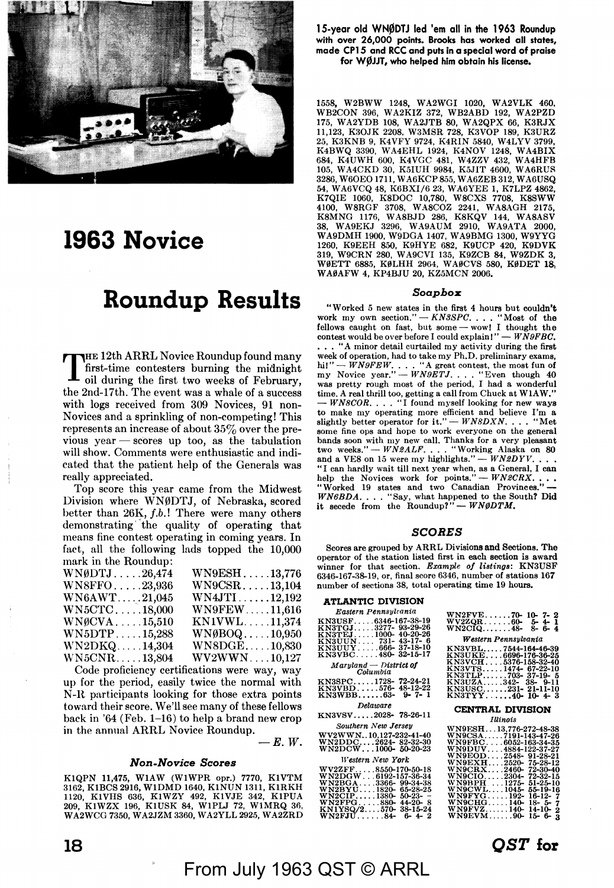15-year old WNØDTJ led 'em all in the 1963 Roundup with over 26,000 points. Brooks has worked all states, made CP15 and RCC and puts in a special word of praise for WØJJT, who helped him obtain his license.

# 1963 Novice Roundup Results

The 12th ARRL Novice Roundup found many first-time contesters burning the midnight oil during the first two weeks of February, the 2nd-17th. The event was a whale of a success with logs received from 309 Novices, 91 non-Novices and a sprinkling of non-competing! This represents an increase of about 35% over the previous year — scores up too, as the tabulation will show. Comments were enthusiastic and indicated that the patient help of the Generals was really appreciated.

Top score this year came from the Midwest Division where WNØDTJ, of Nebraska, scored better than 26K, *f.b.*! There were many others demonstrating the quality of operating that means fine contest operating in coming years. In fact, all the following lads topped the 10,000 mark in the Roundup:

| | |
|---|---|
| WNØDTJ.....26,474 | WN9ESH.....13,776 |
| WN8FFO.....23,936 | WN9CSR.....13,104 |
| WN6AWT.....21,045 | WN4JTI.....12,192 |
| WN5CTC.....18,000 | WN9FEW.....11,616 |
| WNØCVA.....15,510 | KN1VWL.....11,374 |
| WN5DTP.....15,288 | WNØBOQ.....10,950 |
| WN2DKQ.....14,304 | WN8DGE.....10,830 |
| WN5CNR.....13,804 | WV2WWN....10,127 |

Code proficiency certifications were way, way up for the period, easily twice the normal with N-R participants looking for those extra points toward their score. We'll see many of these fellows back in '64 (Feb. 1–16) to help a brand new crop in the annual ARRL Novice Roundup.

— *E. W.*

### Non-Novice Scores

K1QPN 11,475, W1AW (W1WPR opr.) 7770, K1VTM 3162, K1BCS 2916, W1DMD 1640, K1NUN 1311, K1RKH 1120, K1VHS 636, K1WZY 492, K1VJE 342, K1PUA 209, K1WZX 196, K1USK 84, W1PLJ 72, W1MRQ 36, WA2WCG 7350, WA2JZM 3360, WA2YLL 2925, WA2ZRD 1558, W2BWW 1248, WA2WGI 1020, WA2VLK 460, WB2CON 396, WA2KIZ 372, WB2ABD 192, WA2PZD 175, WA2YDB 108, WA2JTB 80, WA2QPX 66, K3RJX 11,123, K3OJK 2208, W3MSR 728, K3VOP 189, K3URZ 25, K3KNB 9, K4VFY 9724, K4RIN 5840, W4LYV 3799, K4BWQ 3390, WA4EHL 1924, K4NOV 1248, WA4BIX 684, K4UWH 600, K4VGC 481, W4ZZV 432, WA4HFB 105, WA4CKD 30, K5IUH 9984, K5JIT 4600, WA6RUS 3286, W6OEO 1711, WA6KCP 855, WA6ZEB 312, WA6USQ 54, WA6VCQ 48, K6BXI/6 23, WA6YEE 1, K7LPZ 4862, K7QIE 1060, K8DOC 10,780, W8CXS 7708, K8SWW 4100, W8RGF 3708, WA8COZ 2241, WA8AGH 2175, K8MNG 1176, WA8BJD 286, K8KQV 144, WA8ASV 38, WA9EKJ 3296, WA9AUM 2910, WA9ATA 2000, WA9DMH 1900, W9DGA 1407, WA9BMG 1300, W9YYG 1260, K9EEH 850, K9HYE 682, K9UCP 420, K9DVK 319, W9CRN 280, WA9CVI 135, K9ZCB 84, W9ZDK 3, WØETT 6885, KØLHH 2964, WAØCVS 580, KØDET 18, WAØAFW 4, KP4BJU 20, KZ5MCN 2006.

### Soapbox

"Worked 5 new states in the first 4 hours but couldn't work my own section." — *KN3SPC.* . . . "Most of the fellows caught on fast, but some — wow! I thought the contest would be over before I could explain!" — *WN9FBC.* . . . "A minor detail curtailed my activity during the first week of operation, had to take my Ph.D. preliminary exams, hi!" — *WN9FEW.* . . . "A great contest, the most fun of my Novice year." — *WN9ETJ.* . . . "Even though 40 was pretty rough most of the period, I had a wonderful time. A real thrill too, getting a call from Chuck at W1AW." — *WN8COR.* . . . "I found myself looking for new ways to make my operating more efficient and believe I'm a slightly better operator for it." — *WN8DXN.* . . . "Met some fine ops and hope to work everyone on the general bands soon with my new call. Thanks for a very pleasant two weeks." — *WN2ALF.* . . . "Working Alaska on 80 and a VE8 on 15 were my highlights." — *WN2DYV.* . . . "I can hardly wait till next year when, as a General, I can help the Novices work for points." — *WN2CRX.* . . . "Worked 19 states and two Canadian Provinces." — *WN6BDA.* . . . "Say, what happened to the South? Did it secede from the Roundup?" — *WNØDTM.*

### SCORES

Scores are grouped by ARRL Divisions and Sections. The operator of the station listed first in each section is award winner for that section. *Example of listings*: KN3USF 6346-167-38-19, or, final score 6346, number of stations 167 number of sections 38, total operating time 19 hours.

#### ATLANTIC DIVISION

*Eastern Pennsylvania*

KN3USF.....6346-167-38-19
KN3TGJ.....3277- 93-29-26
KN3TEJ.....1000- 40-20-26
KN3UUN.....731- 43-17- 6
KN3UUY.....666- 37-18-10
KN3VBC.....480- 32-15-17

*Maryland — District of Columbia*

KN3SPC.....1728- 72-24-21
KN3VBD.....576- 48-12-22
KN3WBB.....63- 9- 7- 1

*Delaware*

KN3VSV.....2028- 78-26-11

*Southern New Jersey*

WV2WWN..10,127-232-41-40
WN2DDC.....2624- 82-32-30
WN2DCW....1000- 50-20-23

*Western New York*

WV2ZFF.....8550-170-50-18
WN2DGW...6192-157-36-34
WN2BGA.....3366- 99-34-38
WN2BYU.....1820- 65-28-25
WN2CIP.....1380- 50-23- —
WN2FPG.....880- 44-20- 8
KN1YSQ/2.....570- 38-15-24
WN2FJU.....84- 6- 4- 2
WN2FVE.....70- 10- 7- 2
WV2ZQR.....60- 5- 4- 1
WN2CIQ.....48- 8- 6- 4

*Western Pennsylvania*

KN3VBL.....7544-164-46-39
KN3UKE.....6696-176-36-25
KN3VCH.....5376-158-32-40
KN3VTS.....1474- 67-22-10
KN3TLP.....703- 37-19- 5
KN3UZA.....342- 38- 9-11
KN3USC.....231- 21-11-10
KN3TYY.....40- 10- 4- 3

#### CENTRAL DIVISION

*Illinois*

WN9ESH....13,776-272-48-38
WN9CSA.....7191-143-47-26
WN9FBC.....6052-163-34-35
WN9DUV.....4884-122-37-27
WN9EOD.....2548- 91-28-21
WN9EXH.....2520- 75-28-12
WN9CRX.....2460- 72-30-40
WN9CIO.....2304- 72-32-15
WN9BPH.....1275- 51-25-10
WN9CWL.....1045- 55-19-16
WN9FYG.....192- 16-12- 7
WN9CHG.....140- 18- 5- 7
WN9FVZ.....140- 14-10- 2
WN9EVM.....90- 15- 6- 3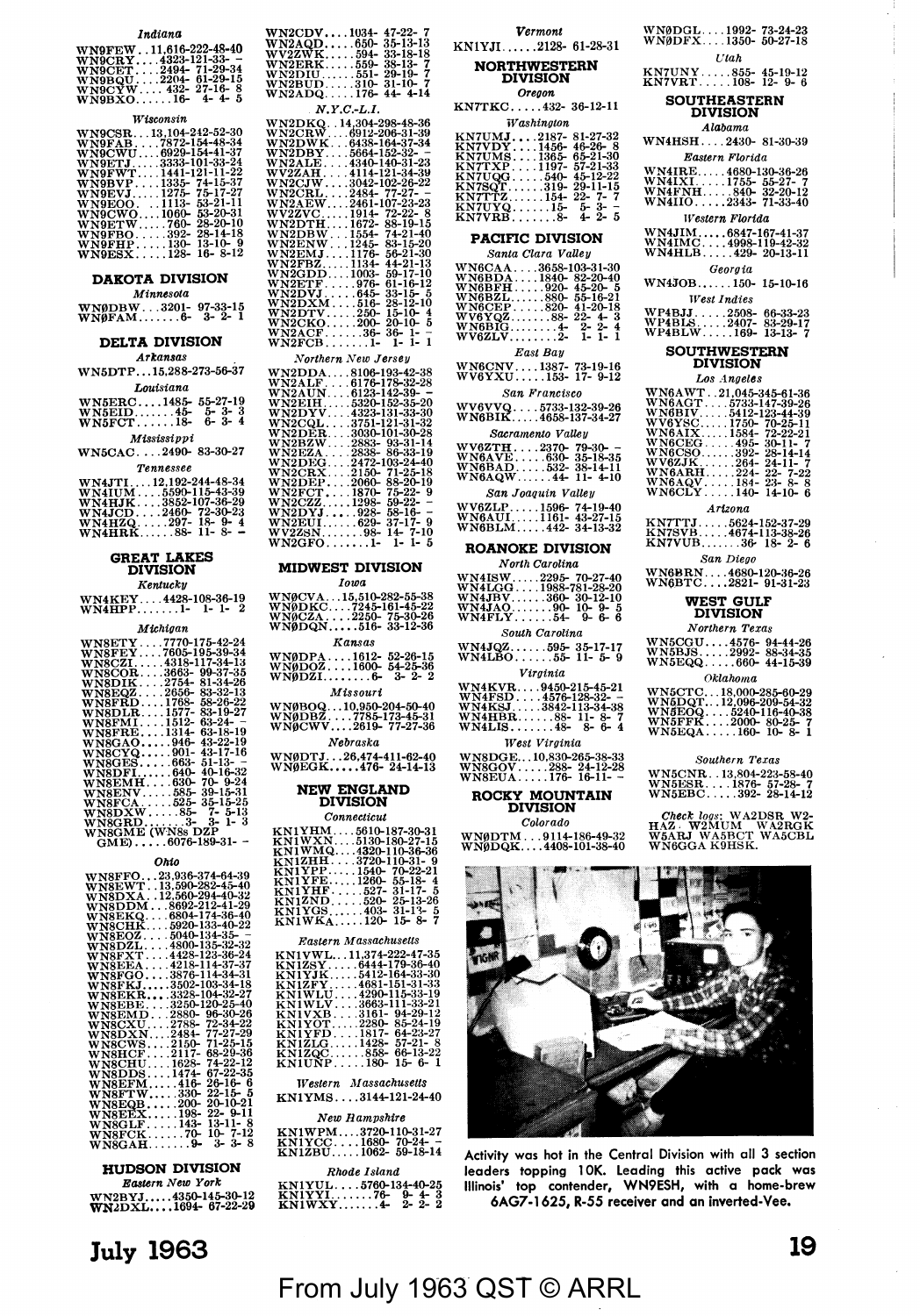*Indiana*

WN9FEW...11,616-222-48-40
WN9CRY....4323-121-33- -
WN9CET....2494- 71-29-34
WN9BQU....2204- 61-29-15
WN9CYW....432- 27-16- 8
WN9BXO......16- 4- 4- 5

*Wisconsin*

WN9CSR...13,104-242-52-30
WN9FAB....7872-154-48-34
WN9CWU....6929-154-41-37
WN9ETJ....3333-101-33-24
WN9FWT....1441-121-11-22
WN9EYP....1335- 74-15-37
WN9EVJ....1275- 75-17-27
WN9EOO....1113- 53-21-11
WN9CWO....1060- 53-20-31
WN9ETW.....760- 28-20-10
WN9FBO.....392- 28-14-18
WN9FHP.....130- 13-10- 9
WN9ESX.....128- 16- 8-12

## DAKOTA DIVISION

*Minnesota*

WNØDBW...3201- 97-33-15
WNØFAM.......6- 3- 2- 1

## DELTA DIVISION

*Arkansas*

WN5DTP...15,288-273-56-37

*Louisiana*

WN5ERC....1485- 55-27-19
WN5EID......45- 5- 3- 3
WN5FCT......18- 6- 3- 4

*Mississippi*

WN5CAC....2490- 83-30-27

*Tennessee*

WN4JTI...12,192-244-48-34
WN4IUM....5590-115-43-39
WN4HJK....3852-107-36-29
WN4JCD....2460- 72-30-23
WN4HZQ.....297- 18- 9- 4
WN4HRK......88- 11- 8- -

## GREAT LAKES DIVISION

*Kentucky*

WN4KEY....4428-108-36-19
WN4HPP.......1- 1- 1- 2

*Michigan*

WN8ETY....7770-175-42-24
WN8FEY....7605-195-39-34
WN8CZL....4318-117-34-13
WN8COR....3663- 99-37-35
WN8DIK....2754- 81-34-26
WN8EQZ....2656- 83-32-13
WN8FRD....1768- 58-26-22
WN8DLR....1577- 83-19-27
WN8DMT....1512- 63-24- -
WN8FRE....1314- 63-18-19
WN8GAO.....946- 43-22-19
WN8CYQ.....901- 43-17-16
WN8GES.....663- 51-13- -
WN8DFI.....640- 40-16-32
WN8EMH.....630- 70- 9-24
WN8ENV.....585- 39-15-31
WN8FCA.....525- 35-15-25
WN8DXW......85- 7- 5-13
WN8GRD.......3- 3- 1- 3
WN8GME (WN8s DZP GME).....6076-189-31- -

*Ohio*

WN8FFO...23,936-374-64-39
WN8EWT...13,590-282-45-40
WN8DXA...12,560-294-40-32
WN8DDM....8692-212-41-29
WN8EKQ....6804-174-36-40
WN8CHK....5920-133-40-22
WN8EOZ....5040-134-35- -
WN8DZL....4800-135-32-32
WN8FXT....4428-123-36-24
WN8EEA....4218-114-37-37
WN8FGO....3876-114-34-31
WN8FKJ....3502-103-34-18
WN8EKR....3328-104-32-27
WN8EBE....3250-120-25-40
WN8EMD....2880- 96-30-26
WN8CXU....2788- 72-34-22
WN8DXN....2484- 77-27-29
WN8CWS....2150- 71-25-15
WN8HCF....2117- 68-29-36
WN8CHU....1628- 74-22-12
WN8DDS....1474- 67-22-35
WN8EFM.....416- 26-16- 6
WN8FTW.....330- 22-15- 5
WN8EQB.....200- 20-10-21
WN8EEX.....198- 22- 9-11
WN8GLF.....143- 13-11- 8
WN8FCK......70- 10- 7-12
WN8GAH.......9- 3- 3- 8

## HUDSON DIVISION

*Eastern New York*

WN2BYJ....4350-145-30-12
WN2DXL....1694- 67-22-29
WN2CDV....1034- 47-22- 7
WN2AQD.....650- 35-13-13
WV2ZWK.....594- 33-18-18
WN2ERK.....559- 38-13- 7
WN2DIU.....551- 29-19- 7
WN2BUD.....310- 31-10- 7
WN2ADQ.....176- 44- 4-14

*N.Y.C.-L.I.*

WN2DKQ..14,304-298-48-36
WN2CRW....6912-206-31-39
WN2DWK....6438-164-37-34
WN2DBY....5664-152-30- -
WN2ALE....4340-140-31-23
WV2ZAH....4114-121-34-39
WN2CJW....3042-102-26-22
WN2CRL....2484- 77-27- -
WN2AEW....2461-107-23-23
WV2ZVC....1914- 72-22- 8
WN2DTH....1672- 88-19-15
WN2DBW....1554- 74-21-40
WN2ENW....1245- 83-15-20
WN2EMJ....1176- 56-21-30
WN2FBZ....1134- 44-21-13
WN2GDD....1003- 59-17-10
WN2ETF.....976- 61-16-12
WN2DVJ.....645- 33-15- 5
WN2DXM.....516- 28-12-10
WN2DTV.....250- 15-10- 4
WN2CKO.....200- 20-10- 5
WN2ACF......36- 36- 1- -
WN2FCB.......1- 1- 1- 1

*Northern New Jersey*

WN2DDA....8106-193-42-38
WN2ALF....6176-178-32-28
WN2AUN....6123-142-39- -
WN2EIH....5320-152-35-20
WN2DYV....4323-131-33-30
WN2CQL....3751-121-31-32
WN2DER....3030-101-30-28
WN2BZW....2883- 93-31-14
WN2EZA....2838- 86-33-19
WN2DEG....2472-103-24-40
WN2CRX....2150- 71-25-18
WN2DEP....2060- 88-20-19
WN2FCT....1870- 75-22- 9
WN2CZZ....1298- 59-22- -
WN2DYJ.....928- 58-16- -
WN2EUI.....629- 37-17- 9
WV2ZSN......98- 14- 7-10
WN2GFO.......1- 1- 1- 5

## MIDWEST DIVISION

*Iowa*

WNØCVA...15,510-282-55-38
WNØDKC....7245-161-45-22
WNØCZA....2250- 75-30-26
WNØDQN.....516- 33-12-36

*Kansas*

WNØDPA....1612- 52-26-15
WNØDOZ....1600- 54-25-36
WNØDZI.......6- 3- 2- 2

*Missouri*

WNØBOQ...10,950-204-50-40
WNØDBZ....7785-173-45-31
WNØCWV....2619- 77-27-36

*Nebraska*

WNØDTJ...26,474-411-62-40
WNØEGK.....476- 24-14-13

## NEW ENGLAND DIVISION

*Connecticut*

KN1YHM....5610-187-30-31
KN1WXN....5130-180-27-15
KN1WMQ....4320-110-36-36
KN1ZHH....3720-110-31- 9
KN1YPP....1540- 70-22-21
KN1YFE....1260- 55-18- 4
KN1YHF.....527- 31-17- 5
KN1ZND.....520- 25-13-26
KN1YGS.....403- 31-13- 5
KN1WKA.....120- 15- 8- 7

*Eastern Massachusetts*

KN1VWL...11,374-222-47-35
KN1ZSY....6444-179-36-40
KN1YJK....5412-164-33-30
KN1ZFY....4681-151-31-33
KN1WLU....4200-115-33-19
KN1WLV....3663-111-33-21
KN1VXB....3161- 94-29-12
KN1YOT....2280- 85-24-19
KN1YFD....1817- 64-23-27
KN1ZLG....1425- 57-21- 8
KN1ZQC.....858- 66-13-22
KN1UNP.....180- 15- 6- 1

*Western Massachusetts*

KN1YMS....3144-121-24-40

*New Hampshire*

KN1WPM....3720-110-31-27
KN1YCC....1680- 70-24- -
KN1ZBU....1062- 59-18-14

*Rhode Island*

KN1YUL....5760-134-40-25
KN1YYI......76- 9- 4- 3
KN1WXY.......4- 2- 2- 2

*Vermont*

KN1YJI......2128- 61-28-31

## NORTHWESTERN DIVISION

*Oregon*

KN7TKC.....432- 36-12-11

*Washington*

KN7UMJ....2187- 81-27-32
KN7VDY....1456- 46-26- 8
KN7UMS....1365- 65-21-30
KN7TXP....1197- 57-21-33
KN7UQG.....540- 45-12-22
KN7SQT.....319- 29-11-15
KN7TTZ.....154- 22- 7- 7
KN7UYQ......15- 5- 3- -
KN7VRB.......8- 4- 2- 5

## PACIFIC DIVISION

*Santa Clara Valley*

WN6CAA....3658-103-31-30
WN6BDA....1840- 82-20-40
WN6BFH.....920- 45-20- 5
WN6BZL.....880- 55-16-21
WN6CEP.....820- 41-20-18
WV6YQZ......88- 22- 4- 3
WN6BIG.......4- 2- 2- 4
WV6ZLV.......2- 1- 1- 1

*East Bay*

WN6CNV....1387- 73-19-16
WV6YXU.....153- 17- 9-12

*San Francisco*

WV6VVQ....5733-132-39-26
WN6BIK....4658-137-34-27

*Sacramento Valley*

WV6ZTH....2370- 79-30- -
WN6AVE.....630- 35-18-35
WN6BAD.....532- 38-14-11
WN6AQW......44- 11- 4-10

*San Joaquin Valley*

WV6ZLP....1596- 74-19-40
WN6AUI....1161- 43-27-15
WN6BLM.....442- 34-13-32

## ROANOKE DIVISION

*North Carolina*

WN4ISW....2295- 70-27-40
WN4LGG....1988-781-28-20
WN4JBV.....360- 30-12-10
WN4JAO......90- 10- 9- 5
WN4FLY......54- 9- 6- 6

*South Carolina*

WN4JQZ.....595- 35-17-17
WN4LBO......55- 11- 5- 9

*Virginia*

WN4KVR....9450-215-45-21
WN4FSD....4576-128-32- -
WN4KSJ....3842-113-34-38
WN4HBR......88- 11- 8- 7
WN4LIS......48- 8- 6- 4

*West Virginia*

WN8DGE...10,830-265-38-33
WN8GOV.....288- 24-12-28
WN8EUA.....176- 16-11- -

## ROCKY MOUNTAIN DIVISION

*Colorado*

WNØDTM....9114-186-49-32
WNØDQK....4408-101-38-40
WNØDGL....1992- 73-24-23
WNØDFX....1350- 50-27-18

*Utah*

KN7UNY.....855- 45-19-12
KN7VRT.....108- 12- 9- 6

## SOUTHEASTERN DIVISION

*Alabama*

WN4HSH....2430- 81-30-39

*Eastern Florida*

WN4IRE....4680-130-36-26
WN4IXI....1755- 55-27- 7
WN4FNH.....840- 32-20-12
WN4IIO....2343- 71-33-40

*Western Florida*

WN4JIM....6847-167-41-37
WN4IMC....4998-119-42-32
WN4HLB.....429- 20-13-11

*Georgia*

WN4JOB......150- 15-10-16

*West Indies*

WP4BJJ....2508- 66-33-23
WP4BLS....2407- 83-29-17
WP4BLW.....169- 13-13- 7

## SOUTHWESTERN DIVISION

*Los Angeles*

WN6AWT...21,045-345-61-36
WN6AGT....5733-147-39-26
WN6BIV....5412-123-44-39
WV6YSC....1750- 70-25-11
WN6AIX....1584- 72-22-21
WN6CEG.....495- 30-11- 7
WN6CSO.....392- 28-14-14
WV6ZJK.....264- 24-11- 7
WN6ARH.....224- 22- 7-22
WN6AQV.....184- 23- 8- 8
WN6CLY.....140- 14-10- 6

*Arizona*

KN7TTJ....5624-152-37-29
KN7SVB....4674-113-38-26
KN7VUB......36- 18- 2- 6

*San Diego*

WN6BRN....4680-120-36-26
WN6BTC....2821- 91-31-23

## WEST GULF DIVISION

*Northern Texas*

WN5CGU....4576- 94-44-26
WN5BJS....2992- 88-34-35
WN5EQQ.....660- 44-15-39

*Oklahoma*

WN5CTC...18,000-285-60-29
WN5DQT...12,096-209-54-32
WN5EOQ....5240-116-40-38
WN5FFK....2000- 80-25- 7
WN5EQA.....160- 10- 8- 1

*Southern Texas*

WN5CNR...13,804-223-58-40
WN5ESR....1876- 57-28- 7
WN5EBC.....392- 28-14-12

*Check logs:* WA2DSR W2-HAZ W2MUM WA2RGK W5ARJ WA5BCT WA5CBL WN6GGA K9HSK.

Activity was hot in the Central Division with all 3 section leaders topping 10K. Leading this active pack was Illinois' top contender, WN9ESH, with a home-brew 6AG7-1625, R-55 receiver and an inverted-Vee.

From July 1963 QST © ARRL